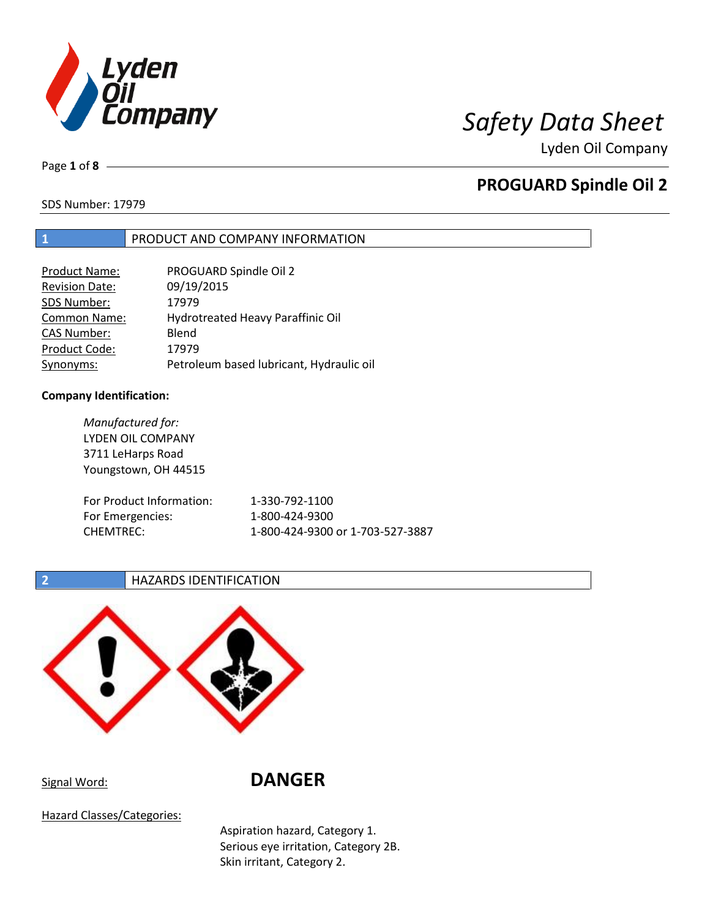# Safety Data Sheet

Lyden Oil Company

## PROGUARD Spindle Oil 2

SDS Number: 17979

## 1 PRODUCT AND COMPANY INFORMATION

| | |
|---|---|
| Product Name: | PROGUARD Spindle Oil 2 |
| Revision Date: | 09/19/2015 |
| SDS Number: | 17979 |
| Common Name: | Hydrotreated Heavy Paraffinic Oil |
| CAS Number: | Blend |
| Product Code: | 17979 |
| Synonyms: | Petroleum based lubricant, Hydraulic oil |

**Company Identification:**

*Manufactured for:*
LYDEN OIL COMPANY
3711 LeHarps Road
Youngstown, OH 44515

| | |
|---|---|
| For Product Information: | 1-330-792-1100 |
| For Emergencies: | 1-800-424-9300 |
| CHEMTREC: | 1-800-424-9300 or 1-703-527-3887 |

## 2 HAZARDS IDENTIFICATION

Signal Word: **DANGER**

Hazard Classes/Categories:

Aspiration hazard, Category 1.
Serious eye irritation, Category 2B.
Skin irritant, Category 2.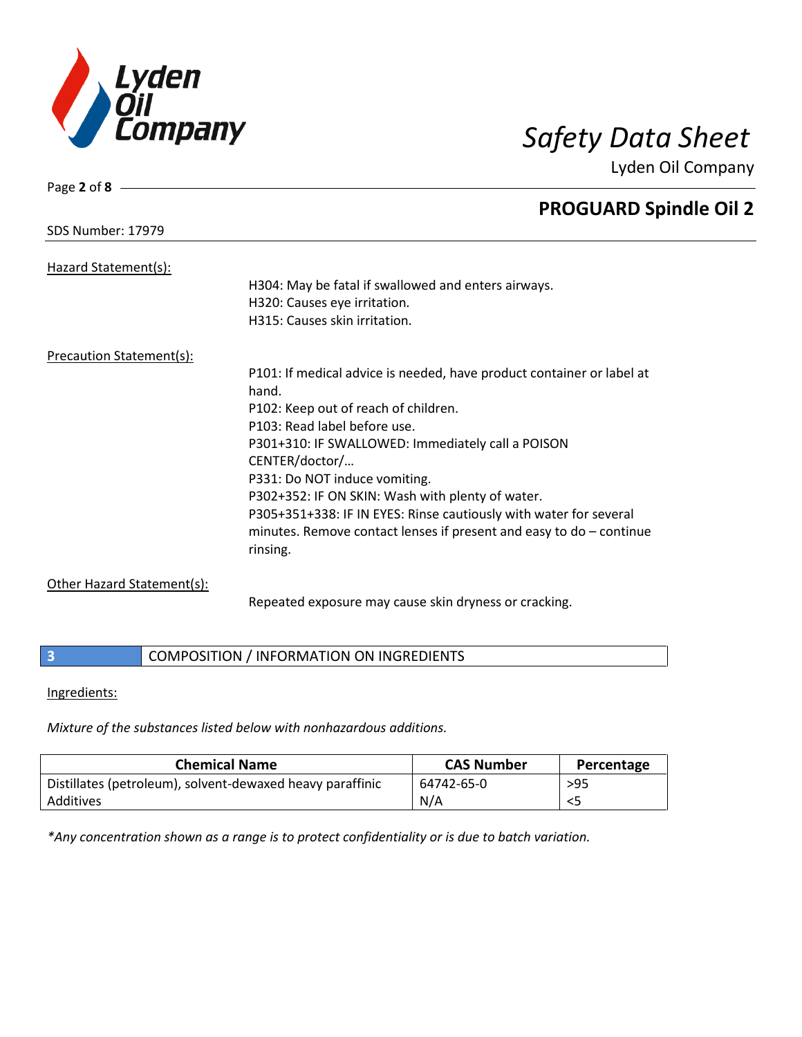SDS Number: 17979

Hazard Statement(s):

H304: May be fatal if swallowed and enters airways.
H320: Causes eye irritation.
H315: Causes skin irritation.

Precaution Statement(s):

P101: If medical advice is needed, have product container or label at hand.
P102: Keep out of reach of children.
P103: Read label before use.
P301+310: IF SWALLOWED: Immediately call a POISON CENTER/doctor/…
P331: Do NOT induce vomiting.
P302+352: IF ON SKIN: Wash with plenty of water.
P305+351+338: IF IN EYES: Rinse cautiously with water for several minutes. Remove contact lenses if present and easy to do – continue rinsing.

Other Hazard Statement(s):

Repeated exposure may cause skin dryness or cracking.

## 3 COMPOSITION / INFORMATION ON INGREDIENTS

Ingredients:

*Mixture of the substances listed below with nonhazardous additions.*

| Chemical Name | CAS Number | Percentage |
|---|---|---|
| Distillates (petroleum), solvent-dewaxed heavy paraffinic | 64742-65-0 | >95 |
| Additives | N/A | <5 |

*\*Any concentration shown as a range is to protect confidentiality or is due to batch variation.*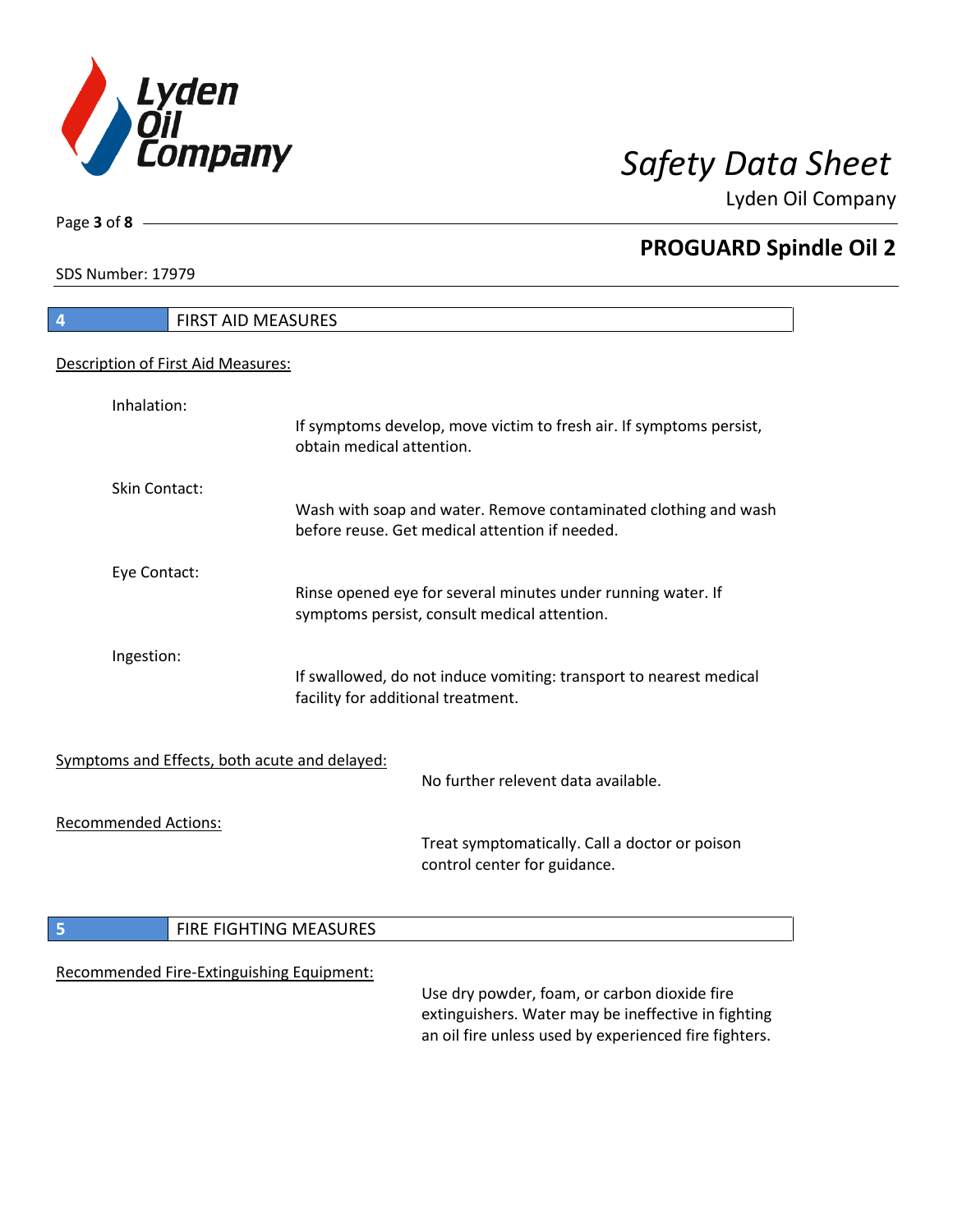## 4 FIRST AID MEASURES

Description of First Aid Measures:

**Inhalation:**
If symptoms develop, move victim to fresh air. If symptoms persist, obtain medical attention.

**Skin Contact:**
Wash with soap and water. Remove contaminated clothing and wash before reuse. Get medical attention if needed.

**Eye Contact:**
Rinse opened eye for several minutes under running water. If symptoms persist, consult medical attention.

**Ingestion:**
If swallowed, do not induce vomiting: transport to nearest medical facility for additional treatment.

Symptoms and Effects, both acute and delayed:

No further relevent data available.

Recommended Actions:

Treat symptomatically. Call a doctor or poison control center for guidance.

## 5 FIRE FIGHTING MEASURES

Recommended Fire-Extinguishing Equipment:

Use dry powder, foam, or carbon dioxide fire extinguishers. Water may be ineffective in fighting an oil fire unless used by experienced fire fighters.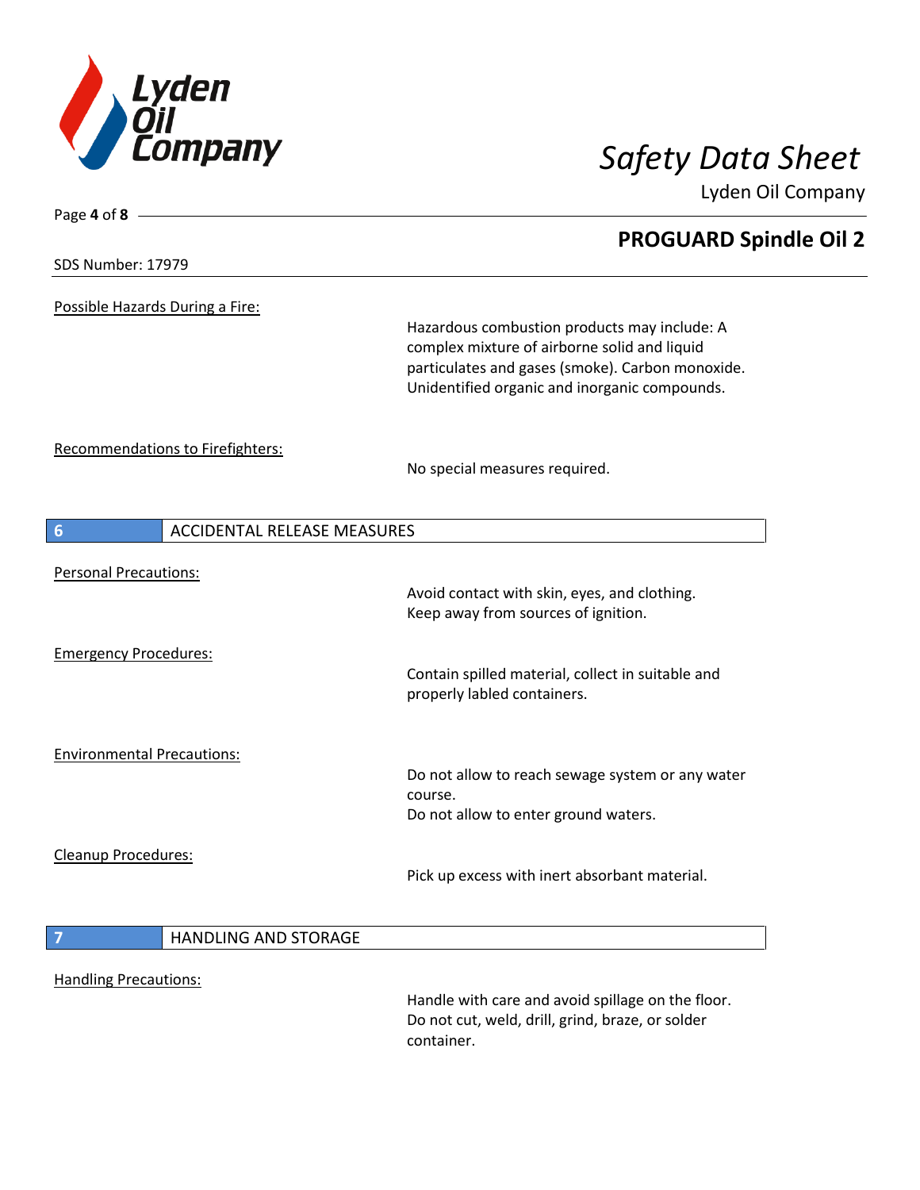SDS Number: 17979

Possible Hazards During a Fire:

Hazardous combustion products may include: A complex mixture of airborne solid and liquid particulates and gases (smoke). Carbon monoxide. Unidentified organic and inorganic compounds.

Recommendations to Firefighters:

No special measures required.

## 6 ACCIDENTAL RELEASE MEASURES

Personal Precautions:

Avoid contact with skin, eyes, and clothing.
Keep away from sources of ignition.

Emergency Procedures:

Contain spilled material, collect in suitable and properly labled containers.

Environmental Precautions:

Do not allow to reach sewage system or any water course.
Do not allow to enter ground waters.

Cleanup Procedures:

Pick up excess with inert absorbant material.

## 7 HANDLING AND STORAGE

Handling Precautions:

Handle with care and avoid spillage on the floor.
Do not cut, weld, drill, grind, braze, or solder container.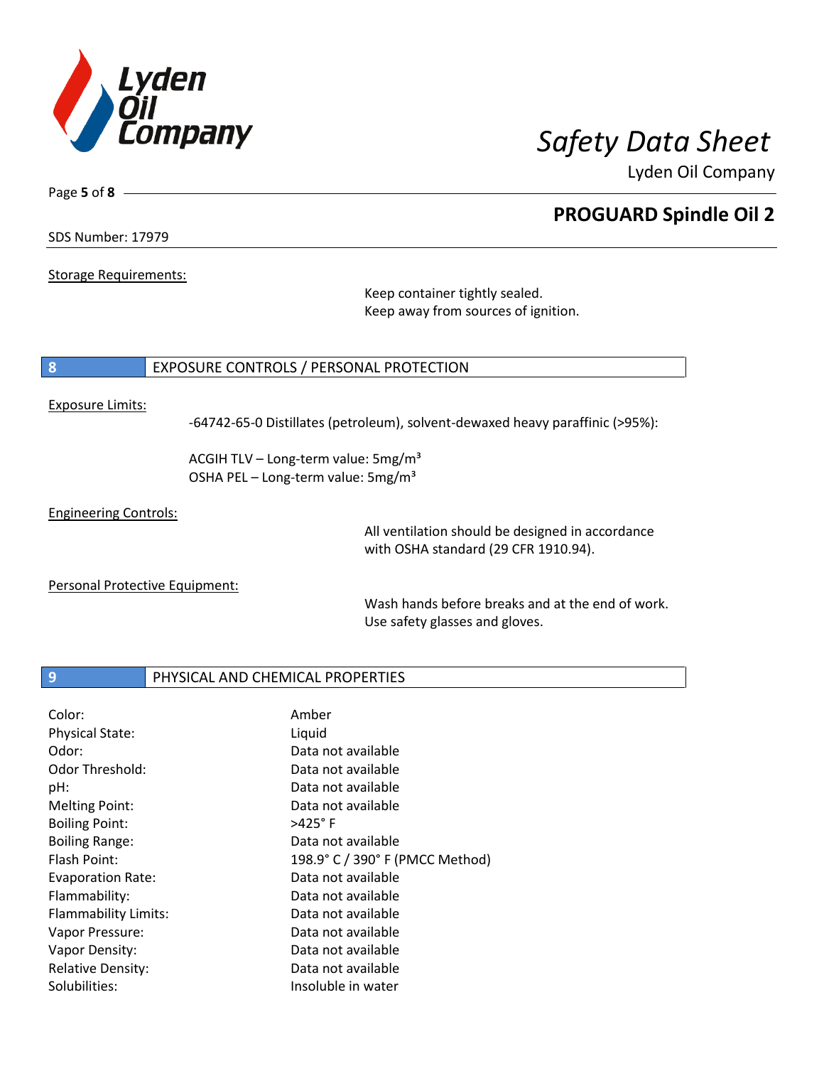Storage Requirements:

Keep container tightly sealed.
Keep away from sources of ignition.

## 8 EXPOSURE CONTROLS / PERSONAL PROTECTION

Exposure Limits:

-64742-65-0 Distillates (petroleum), solvent-dewaxed heavy paraffinic (>95%):

ACGIH TLV – Long-term value: 5mg/m³
OSHA PEL – Long-term value: 5mg/m³

Engineering Controls:

All ventilation should be designed in accordance with OSHA standard (29 CFR 1910.94).

Personal Protective Equipment:

Wash hands before breaks and at the end of work.
Use safety glasses and gloves.

## 9 PHYSICAL AND CHEMICAL PROPERTIES

| | |
|---|---|
| Color: | Amber |
| Physical State: | Liquid |
| Odor: | Data not available |
| Odor Threshold: | Data not available |
| pH: | Data not available |
| Melting Point: | Data not available |
| Boiling Point: | >425° F |
| Boiling Range: | Data not available |
| Flash Point: | 198.9° C / 390° F (PMCC Method) |
| Evaporation Rate: | Data not available |
| Flammability: | Data not available |
| Flammability Limits: | Data not available |
| Vapor Pressure: | Data not available |
| Vapor Density: | Data not available |
| Relative Density: | Data not available |
| Solubilities: | Insoluble in water |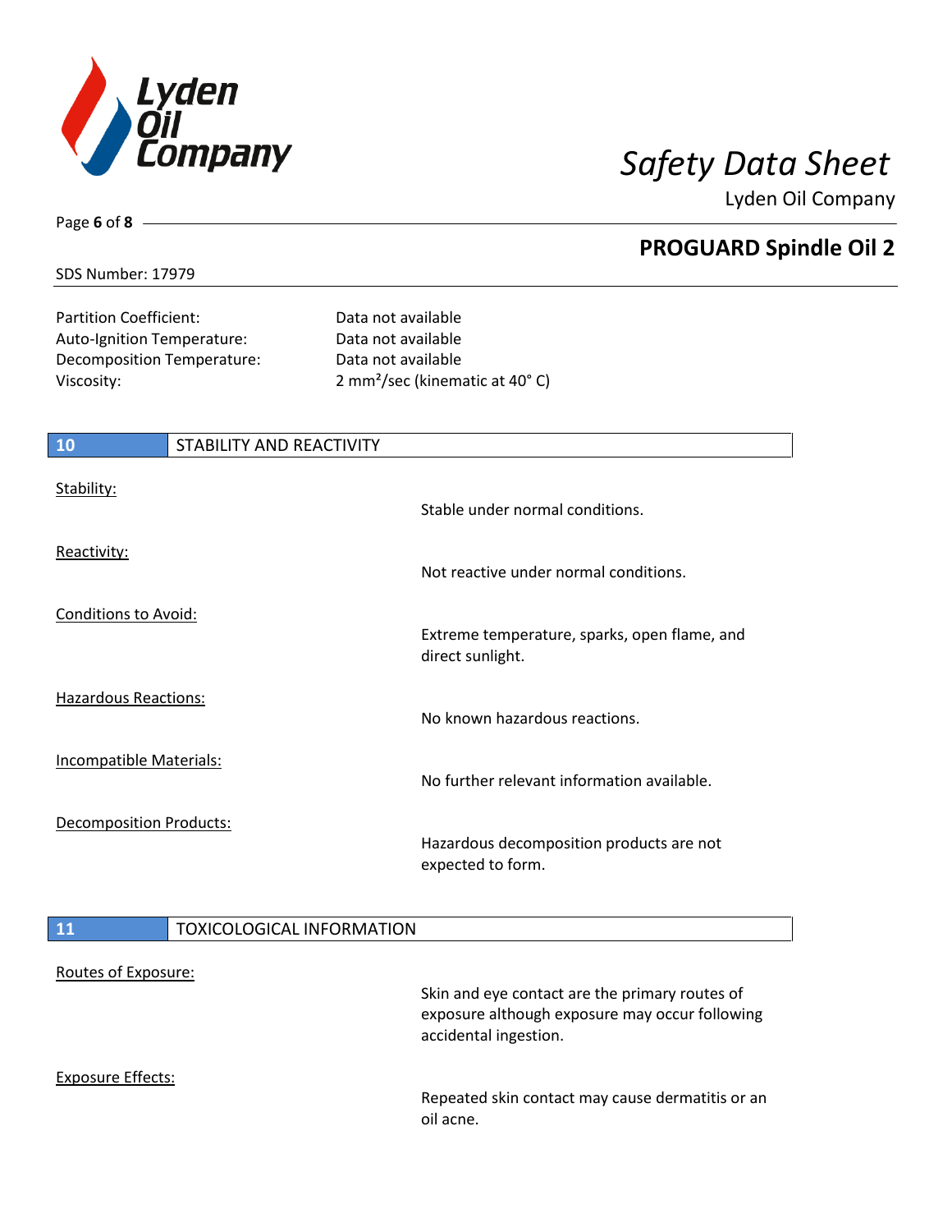Partition Coefficient: Data not available
Auto-Ignition Temperature: Data not available
Decomposition Temperature: Data not available
Viscosity: 2 $mm^2$/sec (kinematic at 40° C)

## 10 STABILITY AND REACTIVITY

Stability:
Stable under normal conditions.

Reactivity:
Not reactive under normal conditions.

Conditions to Avoid:
Extreme temperature, sparks, open flame, and direct sunlight.

Hazardous Reactions:
No known hazardous reactions.

Incompatible Materials:
No further relevant information available.

Decomposition Products:
Hazardous decomposition products are not expected to form.

## 11 TOXICOLOGICAL INFORMATION

Routes of Exposure:
Skin and eye contact are the primary routes of exposure although exposure may occur following accidental ingestion.

Exposure Effects:
Repeated skin contact may cause dermatitis or an oil acne.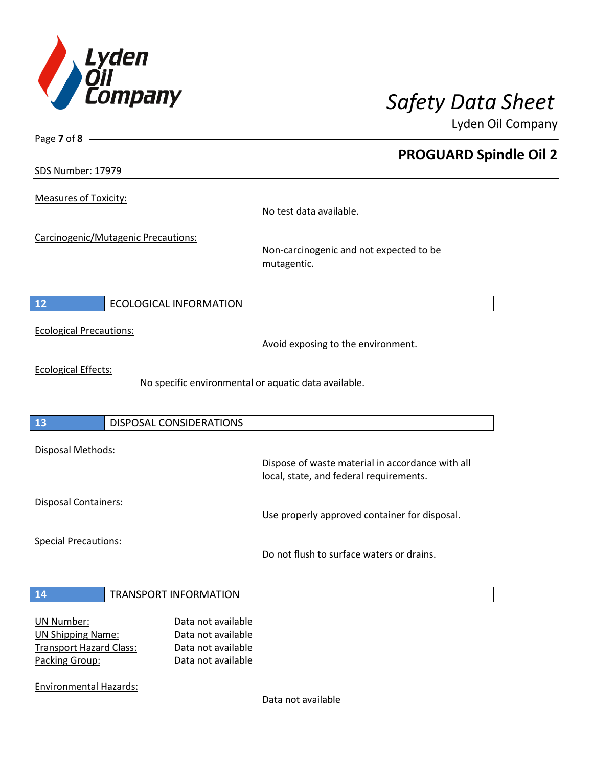Measures of Toxicity:

No test data available.

Carcinogenic/Mutagenic Precautions:

Non-carcinogenic and not expected to be mutagentic.

## 12 ECOLOGICAL INFORMATION

Ecological Precautions:

Avoid exposing to the environment.

Ecological Effects:

No specific environmental or aquatic data available.

## 13 DISPOSAL CONSIDERATIONS

Disposal Methods:

Dispose of waste material in accordance with all local, state, and federal requirements.

Disposal Containers:

Use properly approved container for disposal.

Special Precautions:

Do not flush to surface waters or drains.

## 14 TRANSPORT INFORMATION

UN Number: Data not available
UN Shipping Name: Data not available
Transport Hazard Class: Data not available
Packing Group: Data not available

Environmental Hazards:

Data not available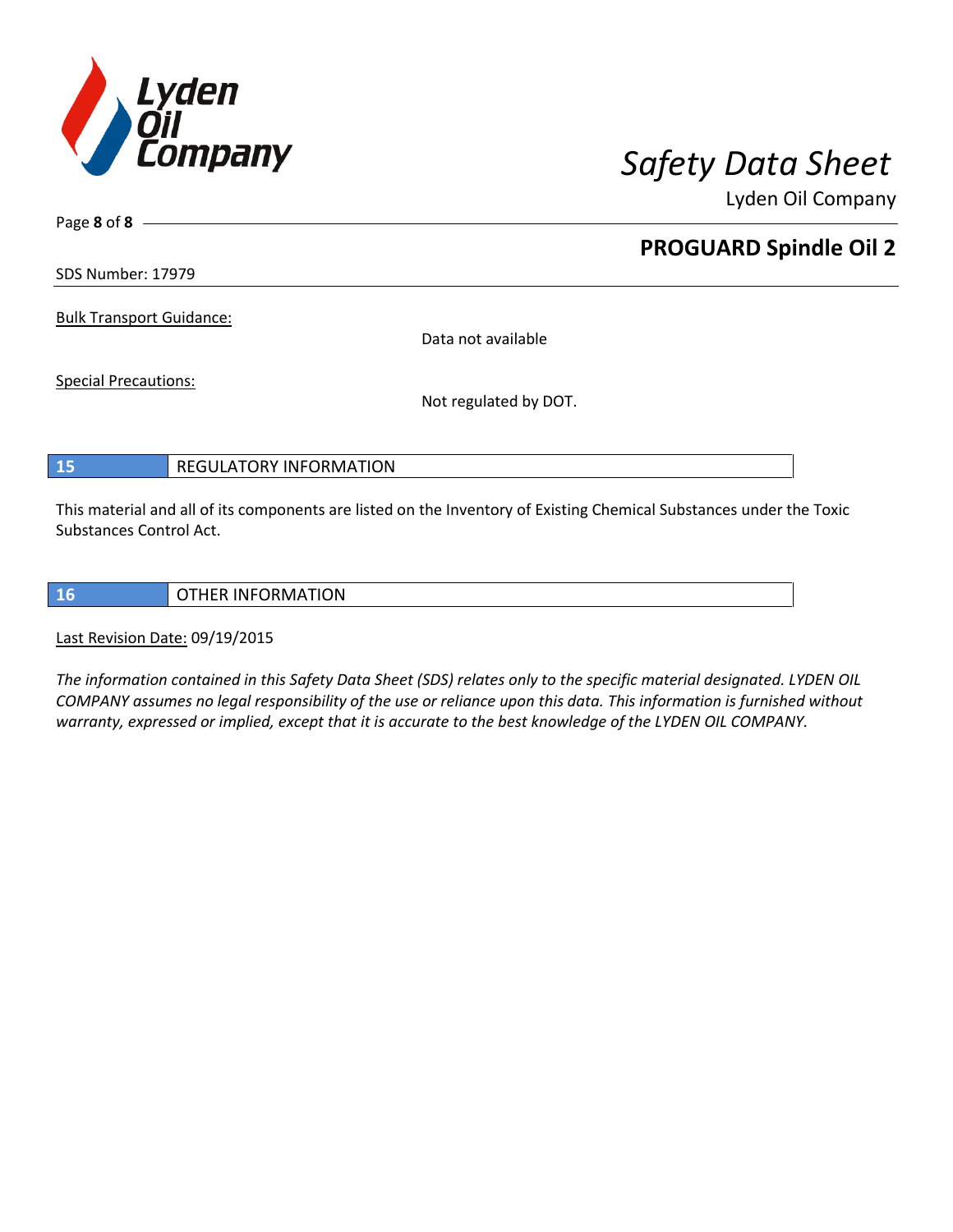Bulk Transport Guidance:

Data not available

Special Precautions:

Not regulated by DOT.

## 15 REGULATORY INFORMATION

This material and all of its components are listed on the Inventory of Existing Chemical Substances under the Toxic Substances Control Act.

## 16 OTHER INFORMATION

Last Revision Date: 09/19/2015

*The information contained in this Safety Data Sheet (SDS) relates only to the specific material designated. LYDEN OIL COMPANY assumes no legal responsibility of the use or reliance upon this data. This information is furnished without warranty, expressed or implied, except that it is accurate to the best knowledge of the LYDEN OIL COMPANY.*